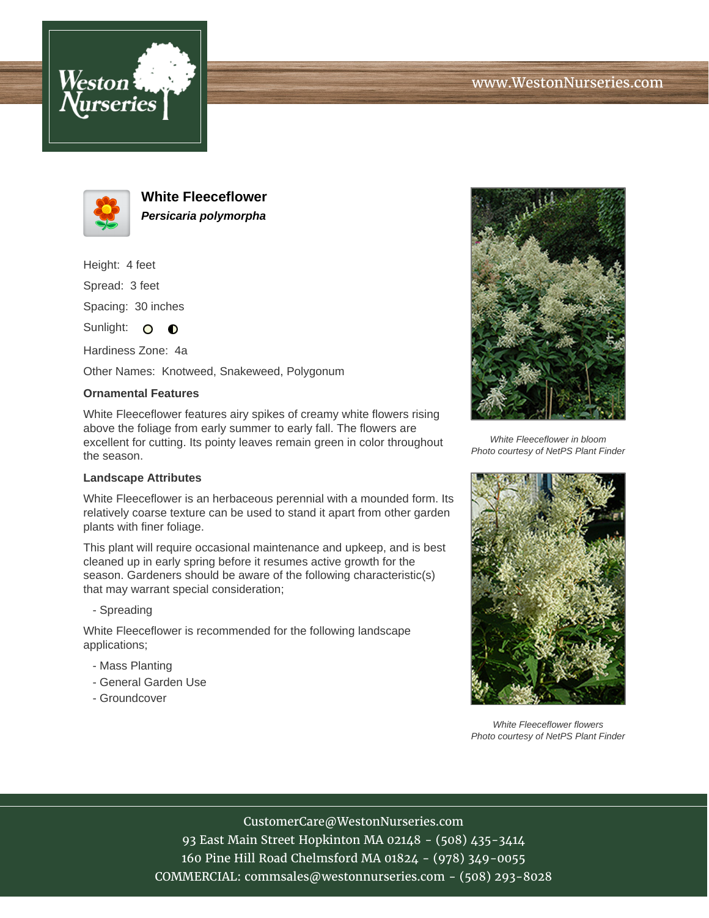# White Fleeceflower

***Persicaria polymorpha***

Height: 4 feet

Spread: 3 feet

Spacing: 30 inches

Sunlight:

Hardiness Zone: 4a

Other Names: Knotweed, Snakeweed, Polygonum

### Ornamental Features

White Fleeceflower features airy spikes of creamy white flowers rising above the foliage from early summer to early fall. The flowers are excellent for cutting. Its pointy leaves remain green in color throughout the season.

### Landscape Attributes

White Fleeceflower is an herbaceous perennial with a mounded form. Its relatively coarse texture can be used to stand it apart from other garden plants with finer foliage.

This plant will require occasional maintenance and upkeep, and is best cleaned up in early spring before it resumes active growth for the season. Gardeners should be aware of the following characteristic(s) that may warrant special consideration;

- Spreading

White Fleeceflower is recommended for the following landscape applications;

- Mass Planting
- General Garden Use
- Groundcover

*White Fleeceflower in bloom*
*Photo courtesy of NetPS Plant Finder*

*White Fleeceflower flowers*
*Photo courtesy of NetPS Plant Finder*

CustomerCare@WestonNurseries.com
93 East Main Street Hopkinton MA 02148 - (508) 435-3414
160 Pine Hill Road Chelmsford MA 01824 - (978) 349-0055
COMMERCIAL: commsales@westonnurseries.com - (508) 293-8028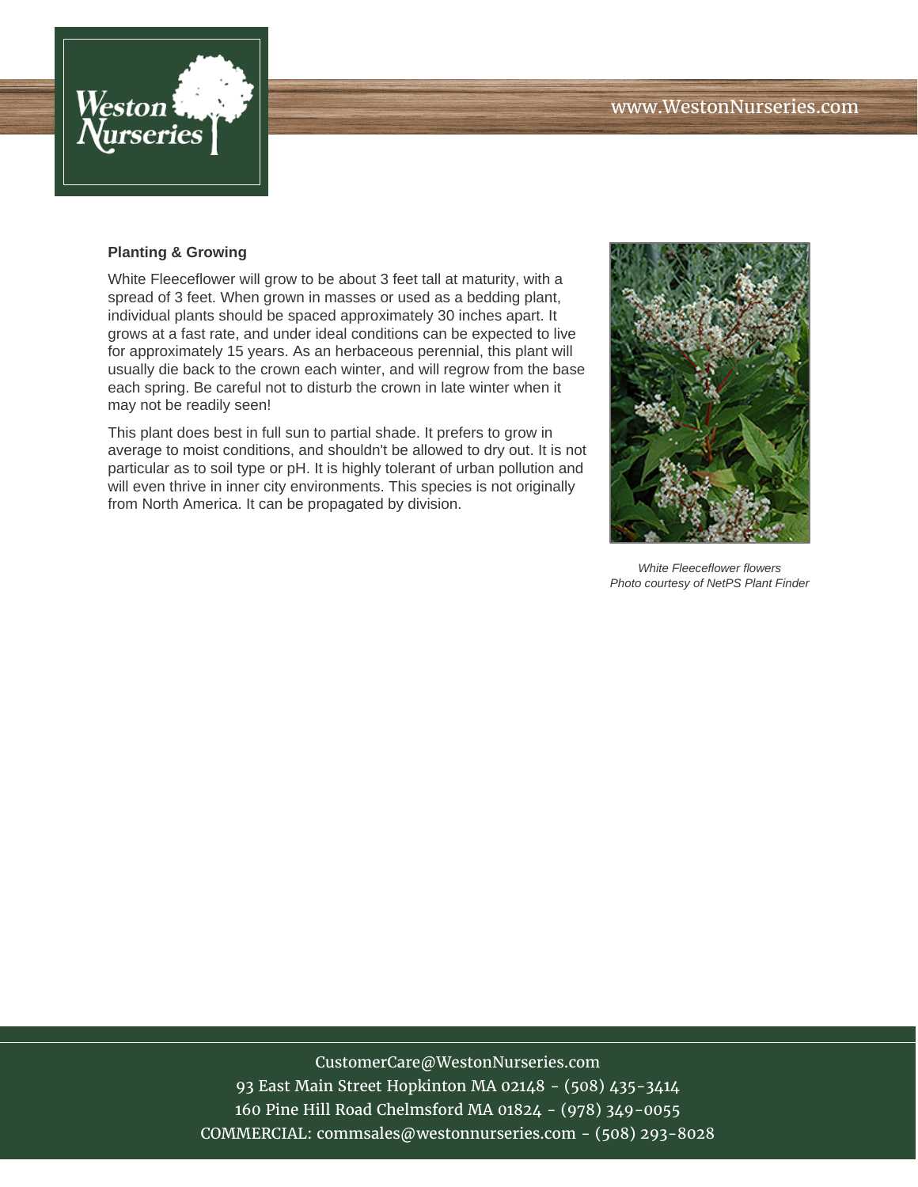## Planting & Growing

White Fleeceflower will grow to be about 3 feet tall at maturity, with a spread of 3 feet. When grown in masses or used as a bedding plant, individual plants should be spaced approximately 30 inches apart. It grows at a fast rate, and under ideal conditions can be expected to live for approximately 15 years. As an herbaceous perennial, this plant will usually die back to the crown each winter, and will regrow from the base each spring. Be careful not to disturb the crown in late winter when it may not be readily seen!

This plant does best in full sun to partial shade. It prefers to grow in average to moist conditions, and shouldn't be allowed to dry out. It is not particular as to soil type or pH. It is highly tolerant of urban pollution and will even thrive in inner city environments. This species is not originally from North America. It can be propagated by division.

*White Fleeceflower flowers*
*Photo courtesy of NetPS Plant Finder*